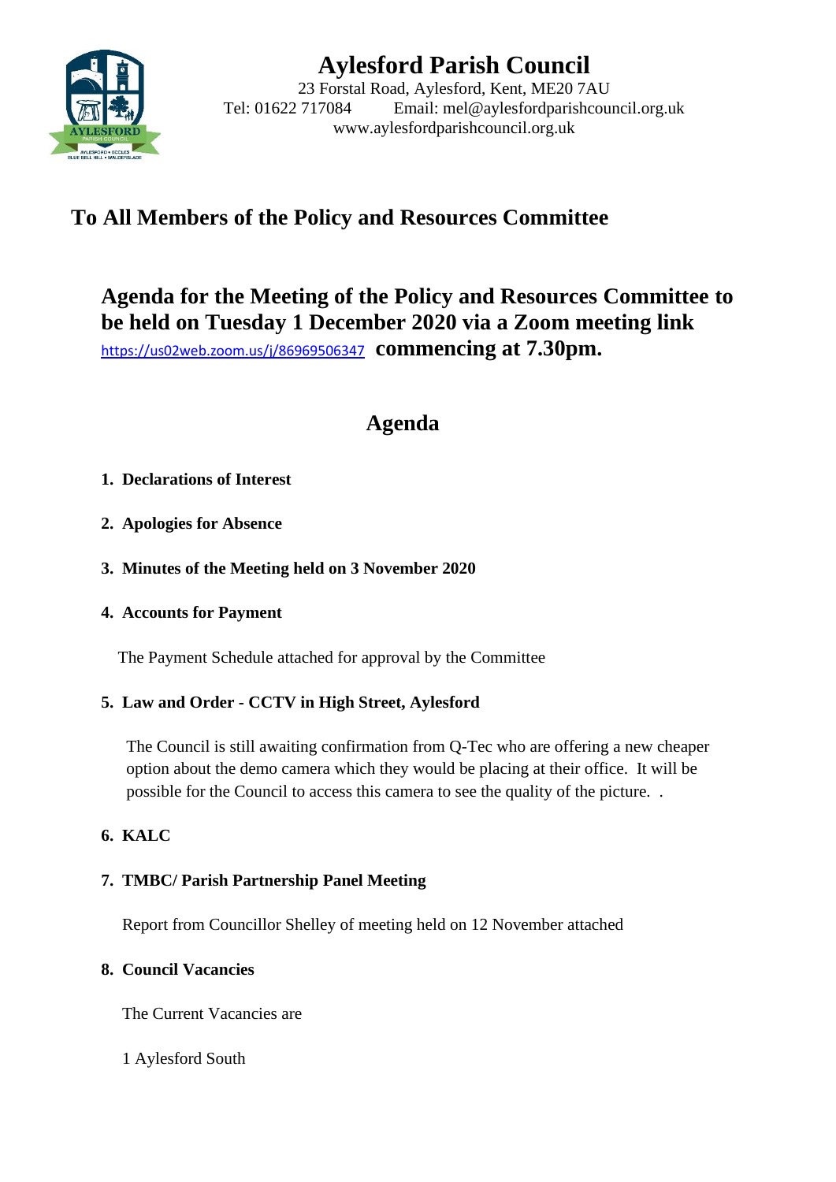# Aylesford Parish Council

23 Forstal Road, Aylesford, Kent, ME20 7AU
Tel: 01622 717084 Email: mel@aylesfordparishcouncil.org.uk
www.aylesfordparishcouncil.org.uk

## To All Members of the Policy and Resources Committee

## Agenda for the Meeting of the Policy and Resources Committee to be held on Tuesday 1 December 2020 via a Zoom meeting link https://us02web.zoom.us/j/86969506347 commencing at 7.30pm.

## Agenda

1. **Declarations of Interest**

2. **Apologies for Absence**

3. **Minutes of the Meeting held on 3 November 2020**

4. **Accounts for Payment**

   The Payment Schedule attached for approval by the Committee

5. **Law and Order - CCTV in High Street, Aylesford**

   The Council is still awaiting confirmation from Q-Tec who are offering a new cheaper option about the demo camera which they would be placing at their office. It will be possible for the Council to access this camera to see the quality of the picture. .

6. **KALC**

7. **TMBC/ Parish Partnership Panel Meeting**

   Report from Councillor Shelley of meeting held on 12 November attached

8. **Council Vacancies**

   The Current Vacancies are

   1 Aylesford South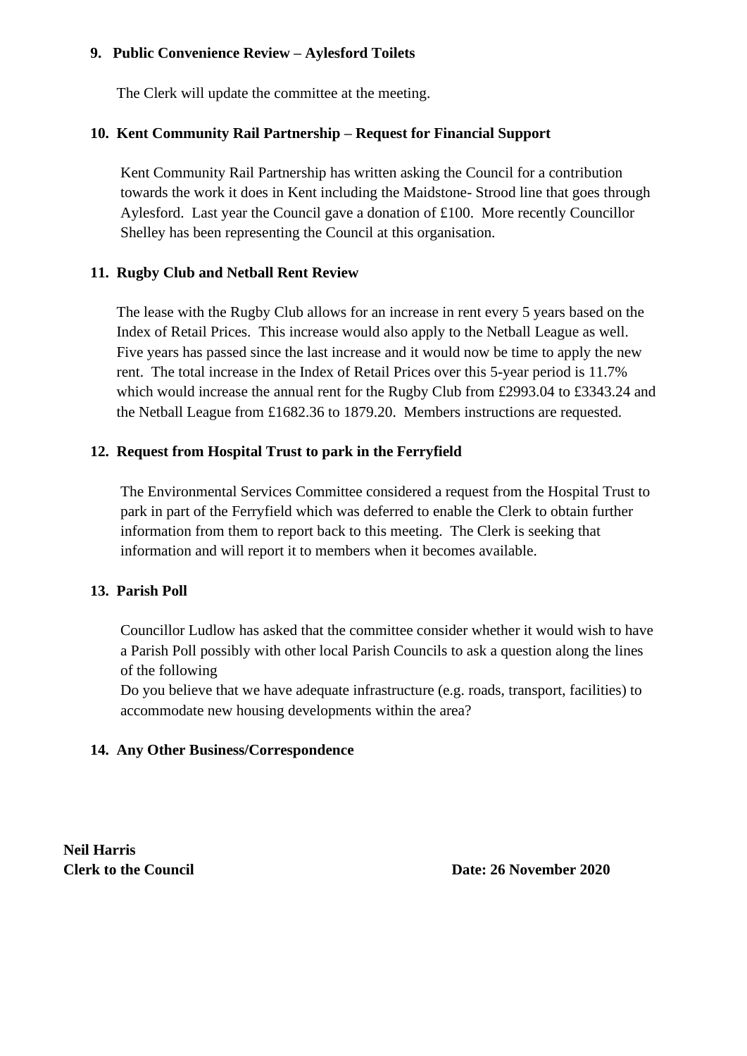**9. Public Convenience Review – Aylesford Toilets**

The Clerk will update the committee at the meeting.

**10. Kent Community Rail Partnership – Request for Financial Support**

Kent Community Rail Partnership has written asking the Council for a contribution towards the work it does in Kent including the Maidstone- Strood line that goes through Aylesford. Last year the Council gave a donation of £100. More recently Councillor Shelley has been representing the Council at this organisation.

**11. Rugby Club and Netball Rent Review**

The lease with the Rugby Club allows for an increase in rent every 5 years based on the Index of Retail Prices. This increase would also apply to the Netball League as well. Five years has passed since the last increase and it would now be time to apply the new rent. The total increase in the Index of Retail Prices over this 5-year period is 11.7% which would increase the annual rent for the Rugby Club from £2993.04 to £3343.24 and the Netball League from £1682.36 to 1879.20. Members instructions are requested.

**12. Request from Hospital Trust to park in the Ferryfield**

The Environmental Services Committee considered a request from the Hospital Trust to park in part of the Ferryfield which was deferred to enable the Clerk to obtain further information from them to report back to this meeting. The Clerk is seeking that information and will report it to members when it becomes available.

**13. Parish Poll**

Councillor Ludlow has asked that the committee consider whether it would wish to have a Parish Poll possibly with other local Parish Councils to ask a question along the lines of the following
Do you believe that we have adequate infrastructure (e.g. roads, transport, facilities) to accommodate new housing developments within the area?

**14. Any Other Business/Correspondence**

**Neil Harris**
**Clerk to the Council** **Date: 26 November 2020**